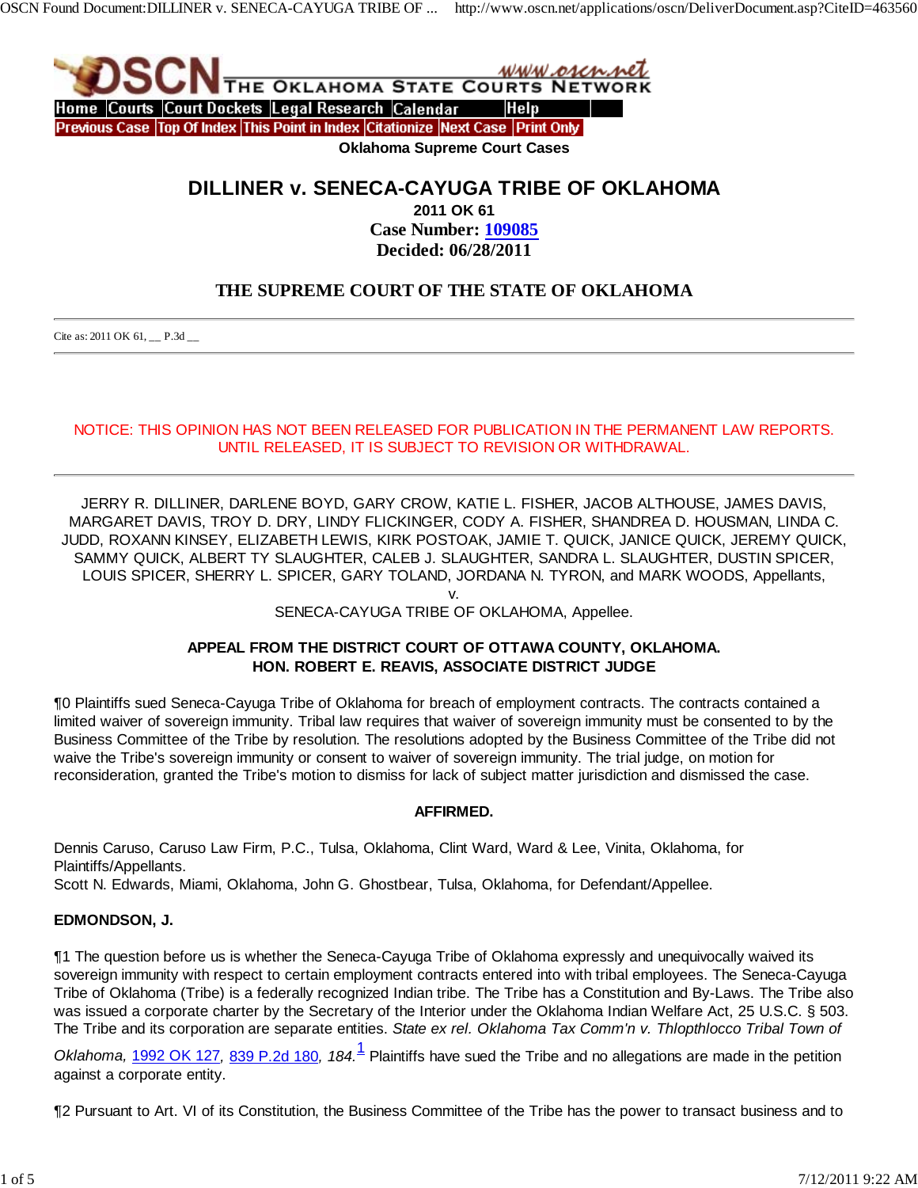Oklahoma Supreme Court Cases

# DILLINER v. SENECA-CAYUGA TRIBE OF OKLAHOMA

**2011 OK 61**

**Case Number: 109085**

**Decided: 06/28/2011**

## THE SUPREME COURT OF THE STATE OF OKLAHOMA

Cite as: 2011 OK 61, __ P.3d __

NOTICE: THIS OPINION HAS NOT BEEN RELEASED FOR PUBLICATION IN THE PERMANENT LAW REPORTS. UNTIL RELEASED, IT IS SUBJECT TO REVISION OR WITHDRAWAL.

JERRY R. DILLINER, DARLENE BOYD, GARY CROW, KATIE L. FISHER, JACOB ALTHOUSE, JAMES DAVIS, MARGARET DAVIS, TROY D. DRY, LINDY FLICKINGER, CODY A. FISHER, SHANDREA D. HOUSMAN, LINDA C. JUDD, ROXANN KINSEY, ELIZABETH LEWIS, KIRK POSTOAK, JAMIE T. QUICK, JANICE QUICK, JEREMY QUICK, SAMMY QUICK, ALBERT TY SLAUGHTER, CALEB J. SLAUGHTER, SANDRA L. SLAUGHTER, DUSTIN SPICER, LOUIS SPICER, SHERRY L. SPICER, GARY TOLAND, JORDANA N. TYRON, and MARK WOODS, Appellants,
v.
SENECA-CAYUGA TRIBE OF OKLAHOMA, Appellee.

**APPEAL FROM THE DISTRICT COURT OF OTTAWA COUNTY, OKLAHOMA.
HON. ROBERT E. REAVIS, ASSOCIATE DISTRICT JUDGE**

¶0 Plaintiffs sued Seneca-Cayuga Tribe of Oklahoma for breach of employment contracts. The contracts contained a limited waiver of sovereign immunity. Tribal law requires that waiver of sovereign immunity must be consented to by the Business Committee of the Tribe by resolution. The resolutions adopted by the Business Committee of the Tribe did not waive the Tribe's sovereign immunity or consent to waiver of sovereign immunity. The trial judge, on motion for reconsideration, granted the Tribe's motion to dismiss for lack of subject matter jurisdiction and dismissed the case.

**AFFIRMED.**

Dennis Caruso, Caruso Law Firm, P.C., Tulsa, Oklahoma, Clint Ward, Ward & Lee, Vinita, Oklahoma, for Plaintiffs/Appellants.
Scott N. Edwards, Miami, Oklahoma, John G. Ghostbear, Tulsa, Oklahoma, for Defendant/Appellee.

**EDMONDSON, J.**

¶1 The question before us is whether the Seneca-Cayuga Tribe of Oklahoma expressly and unequivocally waived its sovereign immunity with respect to certain employment contracts entered into with tribal employees. The Seneca-Cayuga Tribe of Oklahoma (Tribe) is a federally recognized Indian tribe. The Tribe has a Constitution and By-Laws. The Tribe also was issued a corporate charter by the Secretary of the Interior under the Oklahoma Indian Welfare Act, 25 U.S.C. § 503. The Tribe and its corporation are separate entities. *State ex rel. Oklahoma Tax Comm'n v. Thlopthlocco Tribal Town of Oklahoma*, 1992 OK 127, 839 P.2d 180, *184.*[1] Plaintiffs have sued the Tribe and no allegations are made in the petition against a corporate entity.

¶2 Pursuant to Art. VI of its Constitution, the Business Committee of the Tribe has the power to transact business and to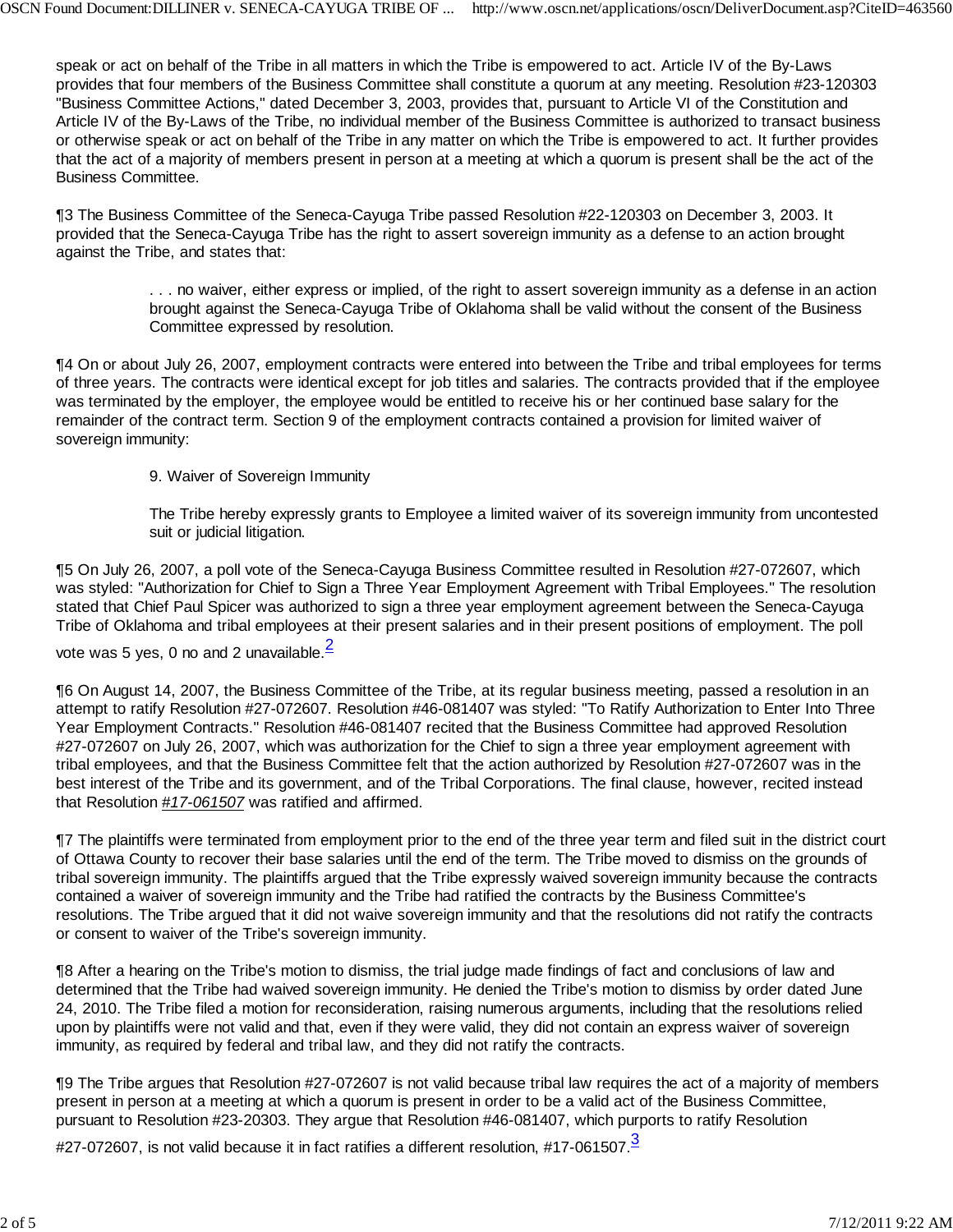speak or act on behalf of the Tribe in all matters in which the Tribe is empowered to act. Article IV of the By-Laws provides that four members of the Business Committee shall constitute a quorum at any meeting. Resolution #23-120303 "Business Committee Actions," dated December 3, 2003, provides that, pursuant to Article VI of the Constitution and Article IV of the By-Laws of the Tribe, no individual member of the Business Committee is authorized to transact business or otherwise speak or act on behalf of the Tribe in any matter on which the Tribe is empowered to act. It further provides that the act of a majority of members present in person at a meeting at which a quorum is present shall be the act of the Business Committee.

¶3 The Business Committee of the Seneca-Cayuga Tribe passed Resolution #22-120303 on December 3, 2003. It provided that the Seneca-Cayuga Tribe has the right to assert sovereign immunity as a defense to an action brought against the Tribe, and states that:

> . . . no waiver, either express or implied, of the right to assert sovereign immunity as a defense in an action brought against the Seneca-Cayuga Tribe of Oklahoma shall be valid without the consent of the Business Committee expressed by resolution.

¶4 On or about July 26, 2007, employment contracts were entered into between the Tribe and tribal employees for terms of three years. The contracts were identical except for job titles and salaries. The contracts provided that if the employee was terminated by the employer, the employee would be entitled to receive his or her continued base salary for the remainder of the contract term. Section 9 of the employment contracts contained a provision for limited waiver of sovereign immunity:

> 9. Waiver of Sovereign Immunity
>
> The Tribe hereby expressly grants to Employee a limited waiver of its sovereign immunity from uncontested suit or judicial litigation.

¶5 On July 26, 2007, a poll vote of the Seneca-Cayuga Business Committee resulted in Resolution #27-072607, which was styled: "Authorization for Chief to Sign a Three Year Employment Agreement with Tribal Employees." The resolution stated that Chief Paul Spicer was authorized to sign a three year employment agreement between the Seneca-Cayuga Tribe of Oklahoma and tribal employees at their present salaries and in their present positions of employment. The poll vote was 5 yes, 0 no and 2 unavailable.[2]

¶6 On August 14, 2007, the Business Committee of the Tribe, at its regular business meeting, passed a resolution in an attempt to ratify Resolution #27-072607. Resolution #46-081407 was styled: "To Ratify Authorization to Enter Into Three Year Employment Contracts." Resolution #46-081407 recited that the Business Committee had approved Resolution #27-072607 on July 26, 2007, which was authorization for the Chief to sign a three year employment agreement with tribal employees, and that the Business Committee felt that the action authorized by Resolution #27-072607 was in the best interest of the Tribe and its government, and of the Tribal Corporations. The final clause, however, recited instead that Resolution ***#17-061507*** was ratified and affirmed.

¶7 The plaintiffs were terminated from employment prior to the end of the three year term and filed suit in the district court of Ottawa County to recover their base salaries until the end of the term. The Tribe moved to dismiss on the grounds of tribal sovereign immunity. The plaintiffs argued that the Tribe expressly waived sovereign immunity because the contracts contained a waiver of sovereign immunity and the Tribe had ratified the contracts by the Business Committee's resolutions. The Tribe argued that it did not waive sovereign immunity and that the resolutions did not ratify the contracts or consent to waiver of the Tribe's sovereign immunity.

¶8 After a hearing on the Tribe's motion to dismiss, the trial judge made findings of fact and conclusions of law and determined that the Tribe had waived sovereign immunity. He denied the Tribe's motion to dismiss by order dated June 24, 2010. The Tribe filed a motion for reconsideration, raising numerous arguments, including that the resolutions relied upon by plaintiffs were not valid and that, even if they were valid, they did not contain an express waiver of sovereign immunity, as required by federal and tribal law, and they did not ratify the contracts.

¶9 The Tribe argues that Resolution #27-072607 is not valid because tribal law requires the act of a majority of members present in person at a meeting at which a quorum is present in order to be a valid act of the Business Committee, pursuant to Resolution #23-20303. They argue that Resolution #46-081407, which purports to ratify Resolution #27-072607, is not valid because it in fact ratifies a different resolution, #17-061507.[3]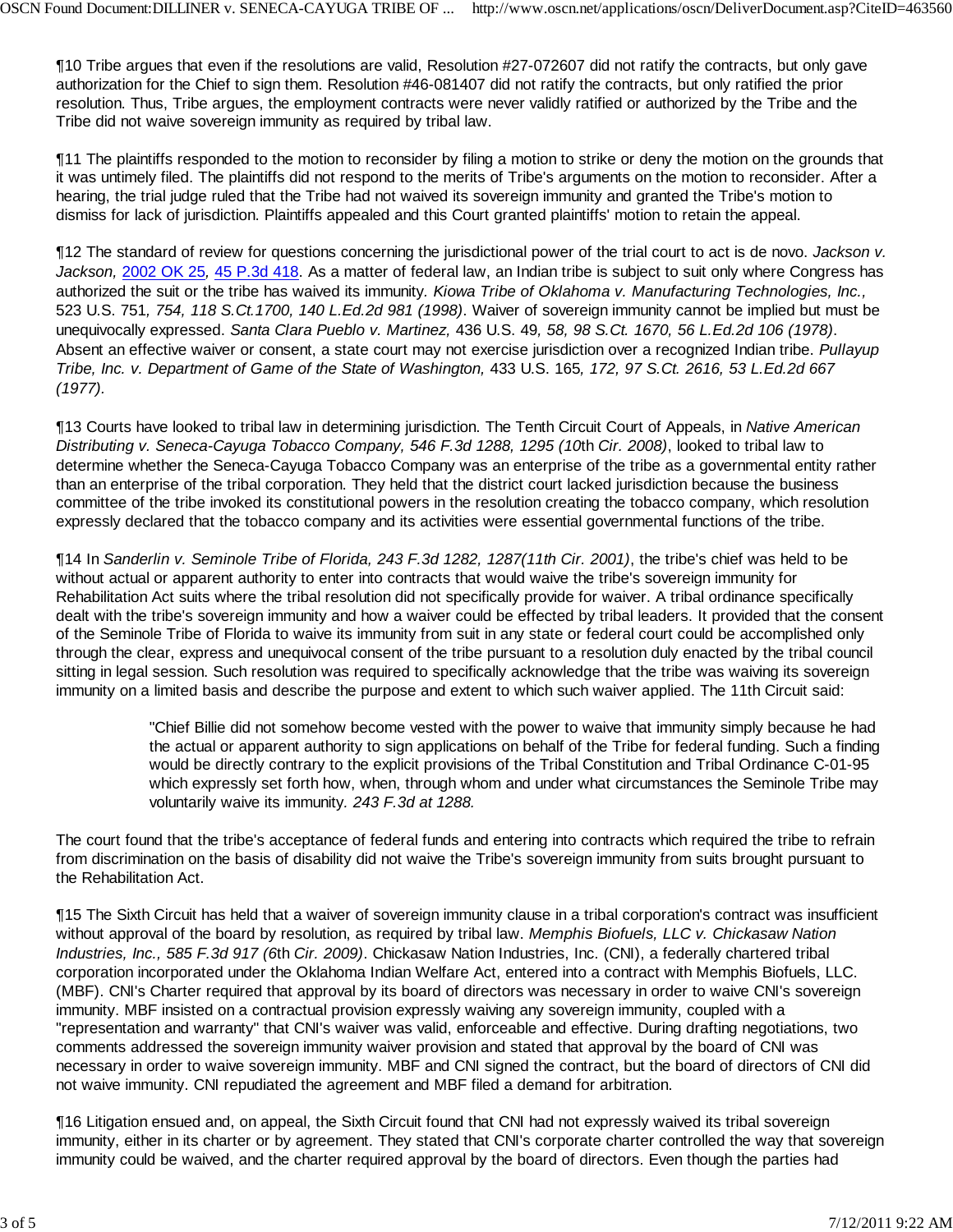¶10 Tribe argues that even if the resolutions are valid, Resolution #27-072607 did not ratify the contracts, but only gave authorization for the Chief to sign them. Resolution #46-081407 did not ratify the contracts, but only ratified the prior resolution. Thus, Tribe argues, the employment contracts were never validly ratified or authorized by the Tribe and the Tribe did not waive sovereign immunity as required by tribal law.

¶11 The plaintiffs responded to the motion to reconsider by filing a motion to strike or deny the motion on the grounds that it was untimely filed. The plaintiffs did not respond to the merits of Tribe's arguments on the motion to reconsider. After a hearing, the trial judge ruled that the Tribe had not waived its sovereign immunity and granted the Tribe's motion to dismiss for lack of jurisdiction. Plaintiffs appealed and this Court granted plaintiffs' motion to retain the appeal.

¶12 The standard of review for questions concerning the jurisdictional power of the trial court to act is de novo. *Jackson v. Jackson,* 2002 OK 25, 45 P.3d 418. As a matter of federal law, an Indian tribe is subject to suit only where Congress has authorized the suit or the tribe has waived its immunity. *Kiowa Tribe of Oklahoma v. Manufacturing Technologies, Inc.,* 523 U.S. 751*, 754, 118 S.Ct.1700, 140 L.Ed.2d 981 (1998)*. Waiver of sovereign immunity cannot be implied but must be unequivocally expressed. *Santa Clara Pueblo v. Martinez,* 436 U.S. 49*, 58, 98 S.Ct. 1670, 56 L.Ed.2d 106 (1978)*. Absent an effective waiver or consent, a state court may not exercise jurisdiction over a recognized Indian tribe. *Pullayup Tribe, Inc. v. Department of Game of the State of Washington,* 433 U.S. 165*, 172, 97 S.Ct. 2616, 53 L.Ed.2d 667 (1977).*

¶13 Courts have looked to tribal law in determining jurisdiction. The Tenth Circuit Court of Appeals, in *Native American Distributing v. Seneca-Cayuga Tobacco Company, 546 F.3d 1288, 1295 (10th Cir. 2008)*, looked to tribal law to determine whether the Seneca-Cayuga Tobacco Company was an enterprise of the tribe as a governmental entity rather than an enterprise of the tribal corporation. They held that the district court lacked jurisdiction because the business committee of the tribe invoked its constitutional powers in the resolution creating the tobacco company, which resolution expressly declared that the tobacco company and its activities were essential governmental functions of the tribe.

¶14 In *Sanderlin v. Seminole Tribe of Florida, 243 F.3d 1282, 1287(11th Cir. 2001)*, the tribe's chief was held to be without actual or apparent authority to enter into contracts that would waive the tribe's sovereign immunity for Rehabilitation Act suits where the tribal resolution did not specifically provide for waiver. A tribal ordinance specifically dealt with the tribe's sovereign immunity and how a waiver could be effected by tribal leaders. It provided that the consent of the Seminole Tribe of Florida to waive its immunity from suit in any state or federal court could be accomplished only through the clear, express and unequivocal consent of the tribe pursuant to a resolution duly enacted by the tribal council sitting in legal session. Such resolution was required to specifically acknowledge that the tribe was waiving its sovereign immunity on a limited basis and describe the purpose and extent to which such waiver applied. The 11th Circuit said:

> "Chief Billie did not somehow become vested with the power to waive that immunity simply because he had the actual or apparent authority to sign applications on behalf of the Tribe for federal funding. Such a finding would be directly contrary to the explicit provisions of the Tribal Constitution and Tribal Ordinance C-01-95 which expressly set forth how, when, through whom and under what circumstances the Seminole Tribe may voluntarily waive its immunity. *243 F.3d at 1288.*

The court found that the tribe's acceptance of federal funds and entering into contracts which required the tribe to refrain from discrimination on the basis of disability did not waive the Tribe's sovereign immunity from suits brought pursuant to the Rehabilitation Act.

¶15 The Sixth Circuit has held that a waiver of sovereign immunity clause in a tribal corporation's contract was insufficient without approval of the board by resolution, as required by tribal law. *Memphis Biofuels, LLC v. Chickasaw Nation Industries, Inc., 585 F.3d 917 (6th Cir. 2009)*. Chickasaw Nation Industries, Inc. (CNI), a federally chartered tribal corporation incorporated under the Oklahoma Indian Welfare Act, entered into a contract with Memphis Biofuels, LLC. (MBF). CNI's Charter required that approval by its board of directors was necessary in order to waive CNI's sovereign immunity. MBF insisted on a contractual provision expressly waiving any sovereign immunity, coupled with a "representation and warranty" that CNI's waiver was valid, enforceable and effective. During drafting negotiations, two comments addressed the sovereign immunity waiver provision and stated that approval by the board of CNI was necessary in order to waive sovereign immunity. MBF and CNI signed the contract, but the board of directors of CNI did not waive immunity. CNI repudiated the agreement and MBF filed a demand for arbitration.

¶16 Litigation ensued and, on appeal, the Sixth Circuit found that CNI had not expressly waived its tribal sovereign immunity, either in its charter or by agreement. They stated that CNI's corporate charter controlled the way that sovereign immunity could be waived, and the charter required approval by the board of directors. Even though the parties had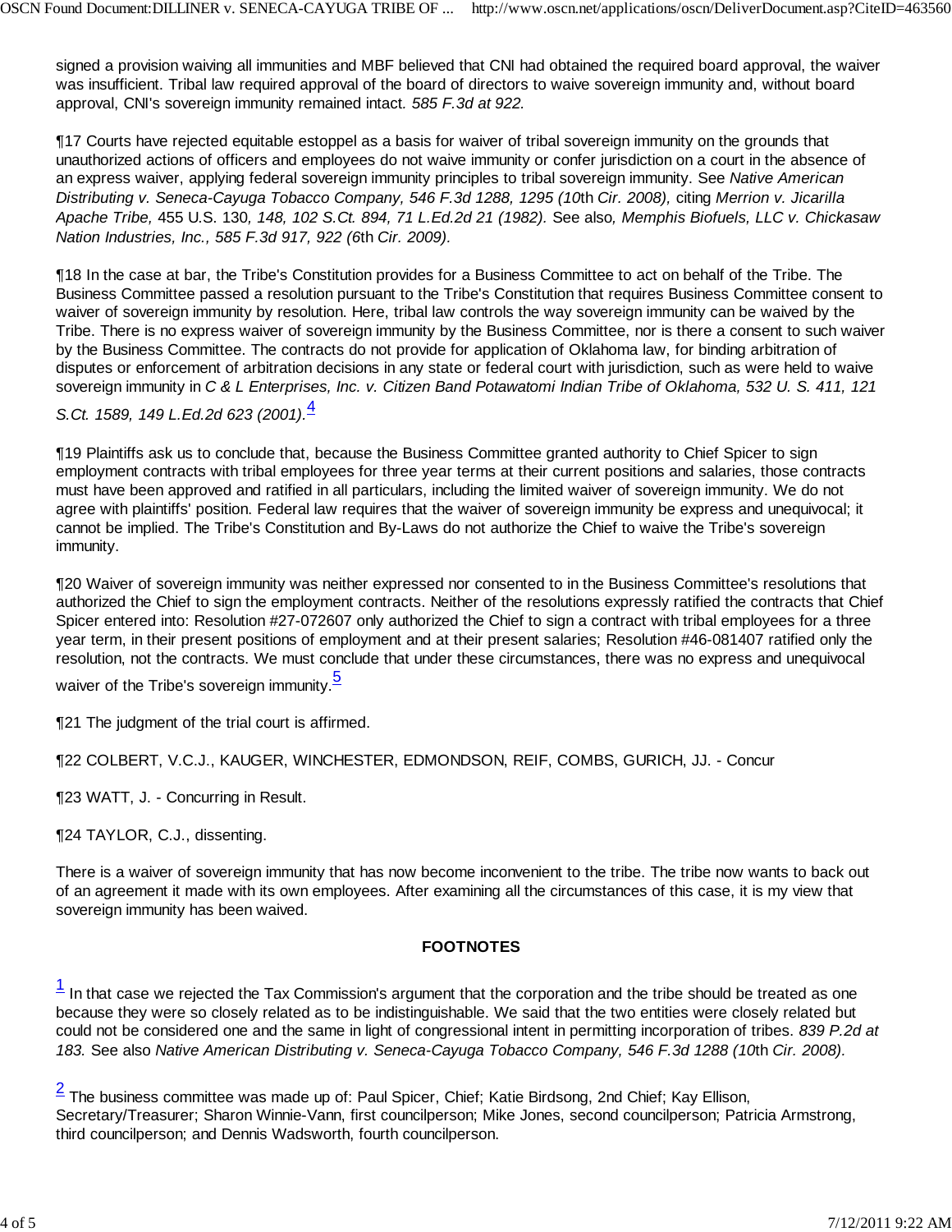signed a provision waiving all immunities and MBF believed that CNI had obtained the required board approval, the waiver was insufficient. Tribal law required approval of the board of directors to waive sovereign immunity and, without board approval, CNI's sovereign immunity remained intact. *585 F.3d at 922.*

¶17 Courts have rejected equitable estoppel as a basis for waiver of tribal sovereign immunity on the grounds that unauthorized actions of officers and employees do not waive immunity or confer jurisdiction on a court in the absence of an express waiver, applying federal sovereign immunity principles to tribal sovereign immunity. See *Native American Distributing v. Seneca-Cayuga Tobacco Company, 546 F.3d 1288, 1295 (10th Cir. 2008),* citing *Merrion v. Jicarilla Apache Tribe,* 455 U.S. 130*, 148, 102 S.Ct. 894, 71 L.Ed.2d 21 (1982).* See also*, Memphis Biofuels, LLC v. Chickasaw Nation Industries, Inc., 585 F.3d 917, 922 (6th Cir. 2009).*

¶18 In the case at bar, the Tribe's Constitution provides for a Business Committee to act on behalf of the Tribe. The Business Committee passed a resolution pursuant to the Tribe's Constitution that requires Business Committee consent to waiver of sovereign immunity by resolution. Here, tribal law controls the way sovereign immunity can be waived by the Tribe. There is no express waiver of sovereign immunity by the Business Committee, nor is there a consent to such waiver by the Business Committee. The contracts do not provide for application of Oklahoma law, for binding arbitration of disputes or enforcement of arbitration decisions in any state or federal court with jurisdiction, such as were held to waive sovereign immunity in *C & L Enterprises, Inc. v. Citizen Band Potawatomi Indian Tribe of Oklahoma, 532 U. S. 411, 121 S.Ct. 1589, 149 L.Ed.2d 623 (2001).*[4]

¶19 Plaintiffs ask us to conclude that, because the Business Committee granted authority to Chief Spicer to sign employment contracts with tribal employees for three year terms at their current positions and salaries, those contracts must have been approved and ratified in all particulars, including the limited waiver of sovereign immunity. We do not agree with plaintiffs' position. Federal law requires that the waiver of sovereign immunity be express and unequivocal; it cannot be implied. The Tribe's Constitution and By-Laws do not authorize the Chief to waive the Tribe's sovereign immunity.

¶20 Waiver of sovereign immunity was neither expressed nor consented to in the Business Committee's resolutions that authorized the Chief to sign the employment contracts. Neither of the resolutions expressly ratified the contracts that Chief Spicer entered into: Resolution #27-072607 only authorized the Chief to sign a contract with tribal employees for a three year term, in their present positions of employment and at their present salaries; Resolution #46-081407 ratified only the resolution, not the contracts. We must conclude that under these circumstances, there was no express and unequivocal waiver of the Tribe's sovereign immunity.[5]

¶21 The judgment of the trial court is affirmed.

¶22 COLBERT, V.C.J., KAUGER, WINCHESTER, EDMONDSON, REIF, COMBS, GURICH, JJ. - Concur

¶23 WATT, J. - Concurring in Result.

¶24 TAYLOR, C.J., dissenting.

There is a waiver of sovereign immunity that has now become inconvenient to the tribe. The tribe now wants to back out of an agreement it made with its own employees. After examining all the circumstances of this case, it is my view that sovereign immunity has been waived.

**FOOTNOTES**

[1] In that case we rejected the Tax Commission's argument that the corporation and the tribe should be treated as one because they were so closely related as to be indistinguishable. We said that the two entities were closely related but could not be considered one and the same in light of congressional intent in permitting incorporation of tribes. *839 P.2d at 183.* See also *Native American Distributing v. Seneca-Cayuga Tobacco Company, 546 F.3d 1288 (10th Cir. 2008).*

[2] The business committee was made up of: Paul Spicer, Chief; Katie Birdsong, 2nd Chief; Kay Ellison, Secretary/Treasurer; Sharon Winnie-Vann, first councilperson; Mike Jones, second councilperson; Patricia Armstrong, third councilperson; and Dennis Wadsworth, fourth councilperson.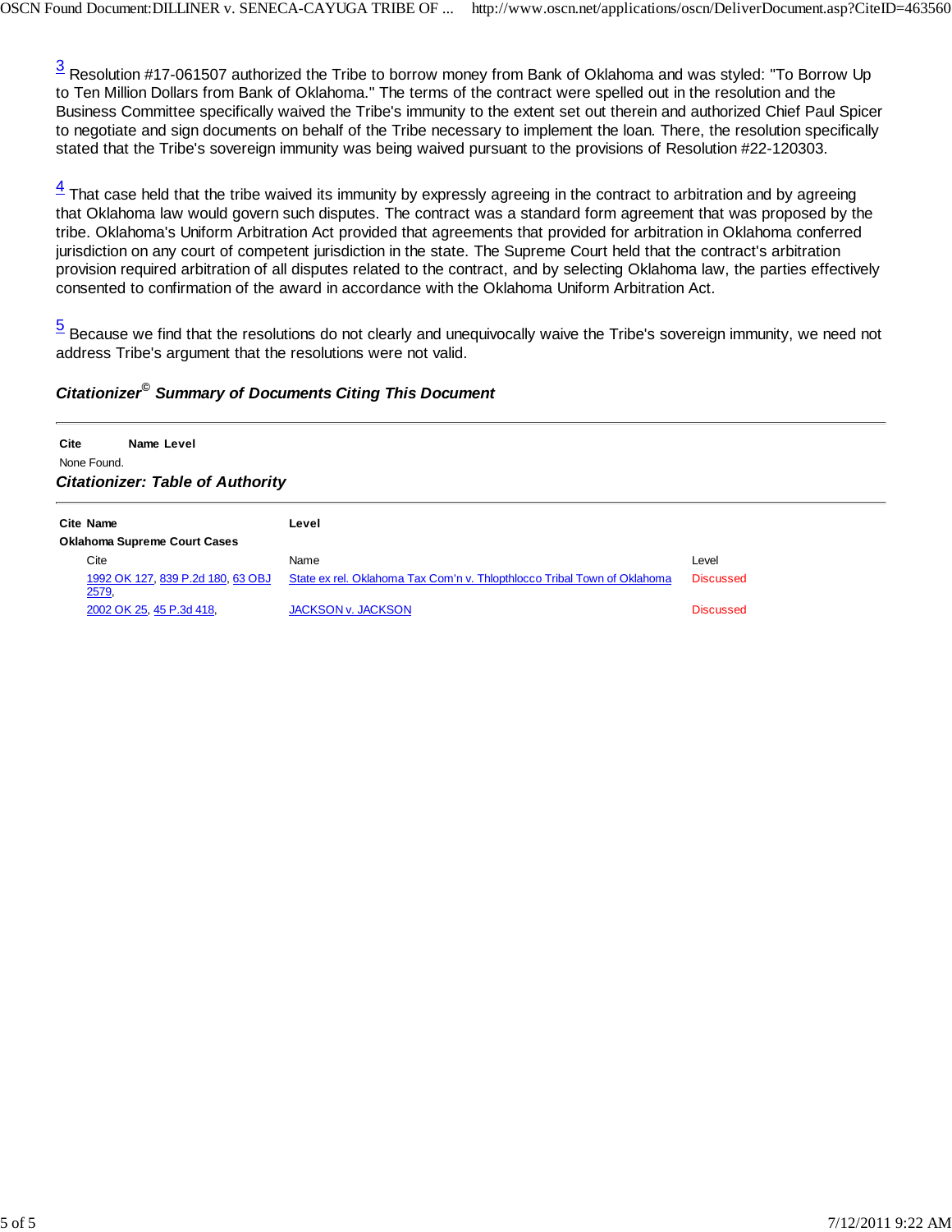[3] Resolution #17-061507 authorized the Tribe to borrow money from Bank of Oklahoma and was styled: "To Borrow Up to Ten Million Dollars from Bank of Oklahoma." The terms of the contract were spelled out in the resolution and the Business Committee specifically waived the Tribe's immunity to the extent set out therein and authorized Chief Paul Spicer to negotiate and sign documents on behalf of the Tribe necessary to implement the loan. There, the resolution specifically stated that the Tribe's sovereign immunity was being waived pursuant to the provisions of Resolution #22-120303.

[4] That case held that the tribe waived its immunity by expressly agreeing in the contract to arbitration and by agreeing that Oklahoma law would govern such disputes. The contract was a standard form agreement that was proposed by the tribe. Oklahoma's Uniform Arbitration Act provided that agreements that provided for arbitration in Oklahoma conferred jurisdiction on any court of competent jurisdiction in the state. The Supreme Court held that the contract's arbitration provision required arbitration of all disputes related to the contract, and by selecting Oklahoma law, the parties effectively consented to confirmation of the award in accordance with the Oklahoma Uniform Arbitration Act.

[5] Because we find that the resolutions do not clearly and unequivocally waive the Tribe's sovereign immunity, we need not address Tribe's argument that the resolutions were not valid.

### *Citationizer© Summary of Documents Citing This Document*

| Cite | Name | Level |
|---|---|---|
| None Found. | | |

### *Citationizer: Table of Authority*

| Cite | Name | Level |
|---|---|---|
| **Oklahoma Supreme Court Cases** | | |
| 1992 OK 127, 839 P.2d 180, 63 OBJ 2579, | State ex rel. Oklahoma Tax Com'n v. Thlopthlocco Tribal Town of Oklahoma | Discussed |
| 2002 OK 25, 45 P.3d 418, | JACKSON v. JACKSON | Discussed |